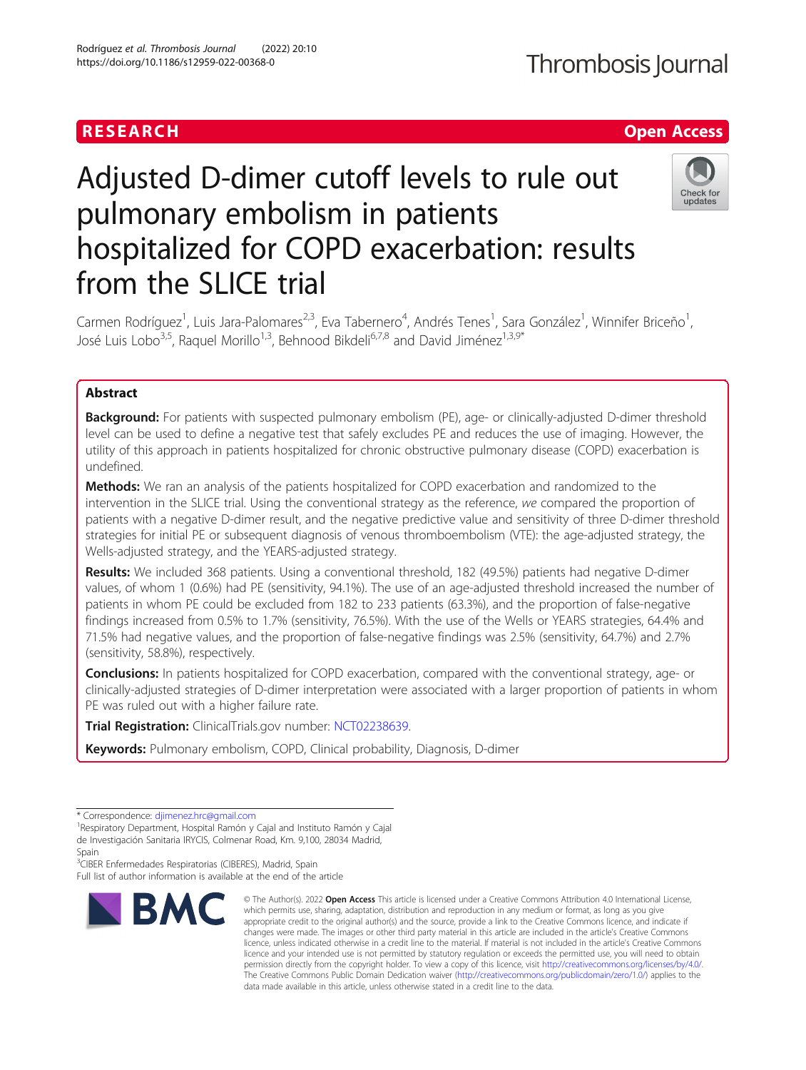RESEARCH

Open Access

# Adjusted D-dimer cutoff levels to rule out pulmonary embolism in patients hospitalized for COPD exacerbation: results from the SLICE trial

Carmen Rodríguez[1], Luis Jara-Palomares[2,3], Eva Tabernero[4], Andrés Tenes[1], Sara González[1], Winnifer Briceño[1], José Luis Lobo[3,5], Raquel Morillo[1,3], Behnood Bikdeli[6,7,8] and David Jiménez[1,3,9*]

## Abstract

**Background:** For patients with suspected pulmonary embolism (PE), age- or clinically-adjusted D-dimer threshold level can be used to define a negative test that safely excludes PE and reduces the use of imaging. However, the utility of this approach in patients hospitalized for chronic obstructive pulmonary disease (COPD) exacerbation is undefined.

**Methods:** We ran an analysis of the patients hospitalized for COPD exacerbation and randomized to the intervention in the SLICE trial. Using the conventional strategy as the reference, *we* compared the proportion of patients with a negative D-dimer result, and the negative predictive value and sensitivity of three D-dimer threshold strategies for initial PE or subsequent diagnosis of venous thromboembolism (VTE): the age-adjusted strategy, the Wells-adjusted strategy, and the YEARS-adjusted strategy.

**Results:** We included 368 patients. Using a conventional threshold, 182 (49.5%) patients had negative D-dimer values, of whom 1 (0.6%) had PE (sensitivity, 94.1%). The use of an age-adjusted threshold increased the number of patients in whom PE could be excluded from 182 to 233 patients (63.3%), and the proportion of false-negative findings increased from 0.5% to 1.7% (sensitivity, 76.5%). With the use of the Wells or YEARS strategies, 64.4% and 71.5% had negative values, and the proportion of false-negative findings was 2.5% (sensitivity, 64.7%) and 2.7% (sensitivity, 58.8%), respectively.

**Conclusions:** In patients hospitalized for COPD exacerbation, compared with the conventional strategy, age- or clinically-adjusted strategies of D-dimer interpretation were associated with a larger proportion of patients in whom PE was ruled out with a higher failure rate.

**Trial Registration:** ClinicalTrials.gov number: NCT02238639.

**Keywords:** Pulmonary embolism, COPD, Clinical probability, Diagnosis, D-dimer

---

\* Correspondence: djimenez.hrc@gmail.com

[1]Respiratory Department, Hospital Ramón y Cajal and Instituto Ramón y Cajal de Investigación Sanitaria IRYCIS, Colmenar Road, Km. 9,100, 28034 Madrid, Spain

[3]CIBER Enfermedades Respiratorias (CIBERES), Madrid, Spain

Full list of author information is available at the end of the article

© The Author(s). 2022 **Open Access** This article is licensed under a Creative Commons Attribution 4.0 International License, which permits use, sharing, adaptation, distribution and reproduction in any medium or format, as long as you give appropriate credit to the original author(s) and the source, provide a link to the Creative Commons licence, and indicate if changes were made. The images or other third party material in this article are included in the article's Creative Commons licence, unless indicated otherwise in a credit line to the material. If material is not included in the article's Creative Commons licence and your intended use is not permitted by statutory regulation or exceeds the permitted use, you will need to obtain permission directly from the copyright holder. To view a copy of this licence, visit http://creativecommons.org/licenses/by/4.0/. The Creative Commons Public Domain Dedication waiver (http://creativecommons.org/publicdomain/zero/1.0/) applies to the data made available in this article, unless otherwise stated in a credit line to the data.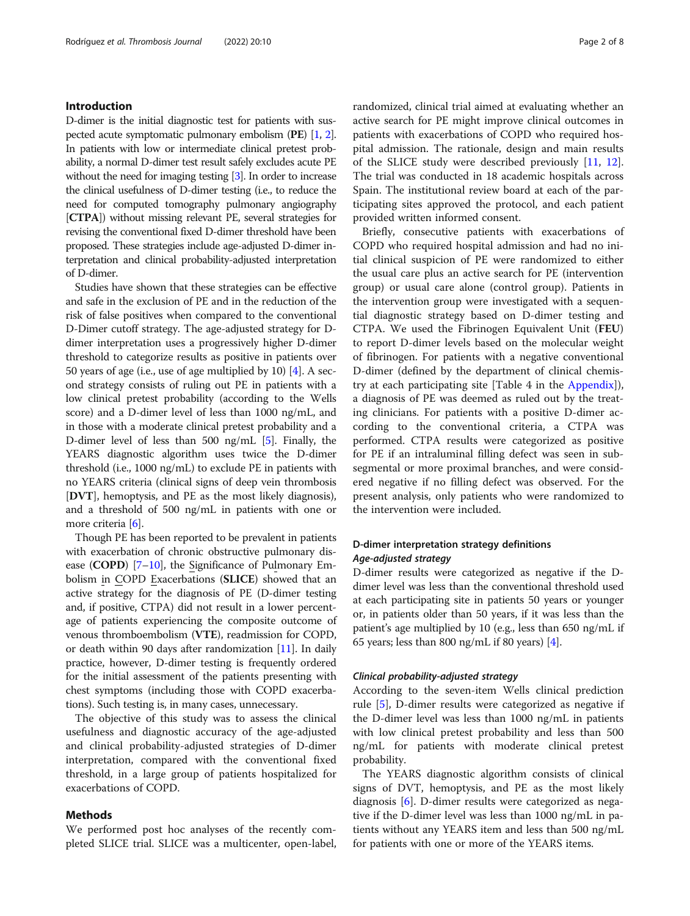## Introduction

D-dimer is the initial diagnostic test for patients with suspected acute symptomatic pulmonary embolism (**PE**) [1, 2]. In patients with low or intermediate clinical pretest probability, a normal D-dimer test result safely excludes acute PE without the need for imaging testing [3]. In order to increase the clinical usefulness of D-dimer testing (i.e., to reduce the need for computed tomography pulmonary angiography [**CTPA**]) without missing relevant PE, several strategies for revising the conventional fixed D-dimer threshold have been proposed. These strategies include age-adjusted D-dimer interpretation and clinical probability-adjusted interpretation of D-dimer.

Studies have shown that these strategies can be effective and safe in the exclusion of PE and in the reduction of the risk of false positives when compared to the conventional D-Dimer cutoff strategy. The age-adjusted strategy for D-dimer interpretation uses a progressively higher D-dimer threshold to categorize results as positive in patients over 50 years of age (i.e., use of age multiplied by 10) [4]. A second strategy consists of ruling out PE in patients with a low clinical pretest probability (according to the Wells score) and a D-dimer level of less than 1000 ng/mL, and in those with a moderate clinical pretest probability and a D-dimer level of less than 500 ng/mL [5]. Finally, the YEARS diagnostic algorithm uses twice the D-dimer threshold (i.e., 1000 ng/mL) to exclude PE in patients with no YEARS criteria (clinical signs of deep vein thrombosis [**DVT**], hemoptysis, and PE as the most likely diagnosis), and a threshold of 500 ng/mL in patients with one or more criteria [6].

Though PE has been reported to be prevalent in patients with exacerbation of chronic obstructive pulmonary disease (**COPD**) [7–10], the Significance of Pulmonary Embolism in COPD Exacerbations (**SLICE**) showed that an active strategy for the diagnosis of PE (D-dimer testing and, if positive, CTPA) did not result in a lower percentage of patients experiencing the composite outcome of venous thromboembolism (**VTE**), readmission for COPD, or death within 90 days after randomization [11]. In daily practice, however, D-dimer testing is frequently ordered for the initial assessment of the patients presenting with chest symptoms (including those with COPD exacerbations). Such testing is, in many cases, unnecessary.

The objective of this study was to assess the clinical usefulness and diagnostic accuracy of the age-adjusted and clinical probability-adjusted strategies of D-dimer interpretation, compared with the conventional fixed threshold, in a large group of patients hospitalized for exacerbations of COPD.

## Methods

We performed post hoc analyses of the recently completed SLICE trial. SLICE was a multicenter, open-label, randomized, clinical trial aimed at evaluating whether an active search for PE might improve clinical outcomes in patients with exacerbations of COPD who required hospital admission. The rationale, design and main results of the SLICE study were described previously [11, 12]. The trial was conducted in 18 academic hospitals across Spain. The institutional review board at each of the participating sites approved the protocol, and each patient provided written informed consent.

Briefly, consecutive patients with exacerbations of COPD who required hospital admission and had no initial clinical suspicion of PE were randomized to either the usual care plus an active search for PE (intervention group) or usual care alone (control group). Patients in the intervention group were investigated with a sequential diagnostic strategy based on D-dimer testing and CTPA. We used the Fibrinogen Equivalent Unit (**FEU**) to report D-dimer levels based on the molecular weight of fibrinogen. For patients with a negative conventional D-dimer (defined by the department of clinical chemistry at each participating site [Table 4 in the Appendix]), a diagnosis of PE was deemed as ruled out by the treating clinicians. For patients with a positive D-dimer according to the conventional criteria, a CTPA was performed. CTPA results were categorized as positive for PE if an intraluminal filling defect was seen in subsegmental or more proximal branches, and were considered negative if no filling defect was observed. For the present analysis, only patients who were randomized to the intervention were included.

### D-dimer interpretation strategy definitions

#### *Age-adjusted strategy*

D-dimer results were categorized as negative if the D-dimer level was less than the conventional threshold used at each participating site in patients 50 years or younger or, in patients older than 50 years, if it was less than the patient's age multiplied by 10 (e.g., less than 650 ng/mL if 65 years; less than 800 ng/mL if 80 years) [4].

#### *Clinical probability-adjusted strategy*

According to the seven-item Wells clinical prediction rule [5], D-dimer results were categorized as negative if the D-dimer level was less than 1000 ng/mL in patients with low clinical pretest probability and less than 500 ng/mL for patients with moderate clinical pretest probability.

The YEARS diagnostic algorithm consists of clinical signs of DVT, hemoptysis, and PE as the most likely diagnosis [6]. D-dimer results were categorized as negative if the D-dimer level was less than 1000 ng/mL in patients without any YEARS item and less than 500 ng/mL for patients with one or more of the YEARS items.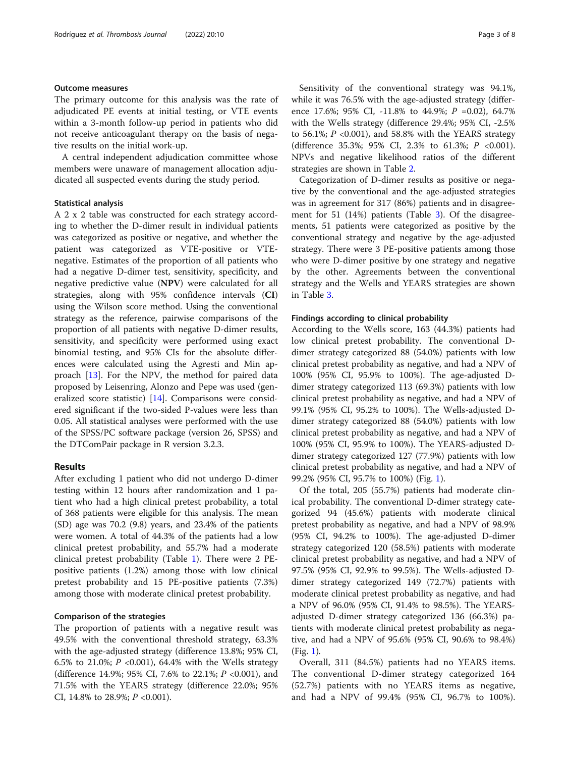### Outcome measures

The primary outcome for this analysis was the rate of adjudicated PE events at initial testing, or VTE events within a 3-month follow-up period in patients who did not receive anticoagulant therapy on the basis of negative results on the initial work-up.

A central independent adjudication committee whose members were unaware of management allocation adjudicated all suspected events during the study period.

### Statistical analysis

A 2 x 2 table was constructed for each strategy according to whether the D-dimer result in individual patients was categorized as positive or negative, and whether the patient was categorized as VTE-positive or VTE-negative. Estimates of the proportion of all patients who had a negative D-dimer test, sensitivity, specificity, and negative predictive value (**NPV**) were calculated for all strategies, along with 95% confidence intervals (**CI**) using the Wilson score method. Using the conventional strategy as the reference, pairwise comparisons of the proportion of all patients with negative D-dimer results, sensitivity, and specificity were performed using exact binomial testing, and 95% CIs for the absolute differences were calculated using the Agresti and Min approach [13]. For the NPV, the method for paired data proposed by Leisenring, Alonzo and Pepe was used (generalized score statistic) [14]. Comparisons were considered significant if the two-sided P-values were less than 0.05. All statistical analyses were performed with the use of the SPSS/PC software package (version 26, SPSS) and the DTComPair package in R version 3.2.3.

## Results

After excluding 1 patient who did not undergo D-dimer testing within 12 hours after randomization and 1 patient who had a high clinical pretest probability, a total of 368 patients were eligible for this analysis. The mean (SD) age was 70.2 (9.8) years, and 23.4% of the patients were women. A total of 44.3% of the patients had a low clinical pretest probability, and 55.7% had a moderate clinical pretest probability (Table 1). There were 2 PE-positive patients (1.2%) among those with low clinical pretest probability and 15 PE-positive patients (7.3%) among those with moderate clinical pretest probability.

### Comparison of the strategies

The proportion of patients with a negative result was 49.5% with the conventional threshold strategy, 63.3% with the age-adjusted strategy (difference 13.8%; 95% CI, 6.5% to 21.0%; *P* <0.001), 64.4% with the Wells strategy (difference 14.9%; 95% CI, 7.6% to 22.1%; *P* <0.001), and 71.5% with the YEARS strategy (difference 22.0%; 95% CI, 14.8% to 28.9%; *P* <0.001).

Sensitivity of the conventional strategy was 94.1%, while it was 76.5% with the age-adjusted strategy (difference 17.6%; 95% CI, -11.8% to 44.9%; *P* =0.02), 64.7% with the Wells strategy (difference 29.4%; 95% CI, -2.5% to 56.1%; *P* <0.001), and 58.8% with the YEARS strategy (difference 35.3%; 95% CI, 2.3% to 61.3%; *P* <0.001). NPVs and negative likelihood ratios of the different strategies are shown in Table 2.

Categorization of D-dimer results as positive or negative by the conventional and the age-adjusted strategies was in agreement for 317 (86%) patients and in disagreement for 51 (14%) patients (Table 3). Of the disagreements, 51 patients were categorized as positive by the conventional strategy and negative by the age-adjusted strategy. There were 3 PE-positive patients among those who were D-dimer positive by one strategy and negative by the other. Agreements between the conventional strategy and the Wells and YEARS strategies are shown in Table 3.

### Findings according to clinical probability

According to the Wells score, 163 (44.3%) patients had low clinical pretest probability. The conventional D-dimer strategy categorized 88 (54.0%) patients with low clinical pretest probability as negative, and had a NPV of 100% (95% CI, 95.9% to 100%). The age-adjusted D-dimer strategy categorized 113 (69.3%) patients with low clinical pretest probability as negative, and had a NPV of 99.1% (95% CI, 95.2% to 100%). The Wells-adjusted D-dimer strategy categorized 88 (54.0%) patients with low clinical pretest probability as negative, and had a NPV of 100% (95% CI, 95.9% to 100%). The YEARS-adjusted D-dimer strategy categorized 127 (77.9%) patients with low clinical pretest probability as negative, and had a NPV of 99.2% (95% CI, 95.7% to 100%) (Fig. 1).

Of the total, 205 (55.7%) patients had moderate clinical probability. The conventional D-dimer strategy categorized 94 (45.6%) patients with moderate clinical pretest probability as negative, and had a NPV of 98.9% (95% CI, 94.2% to 100%). The age-adjusted D-dimer strategy categorized 120 (58.5%) patients with moderate clinical pretest probability as negative, and had a NPV of 97.5% (95% CI, 92.9% to 99.5%). The Wells-adjusted D-dimer strategy categorized 149 (72.7%) patients with moderate clinical pretest probability as negative, and had a NPV of 96.0% (95% CI, 91.4% to 98.5%). The YEARS-adjusted D-dimer strategy categorized 136 (66.3%) patients with moderate clinical pretest probability as negative, and had a NPV of 95.6% (95% CI, 90.6% to 98.4%) (Fig. 1).

Overall, 311 (84.5%) patients had no YEARS items. The conventional D-dimer strategy categorized 164 (52.7%) patients with no YEARS items as negative, and had a NPV of 99.4% (95% CI, 96.7% to 100%).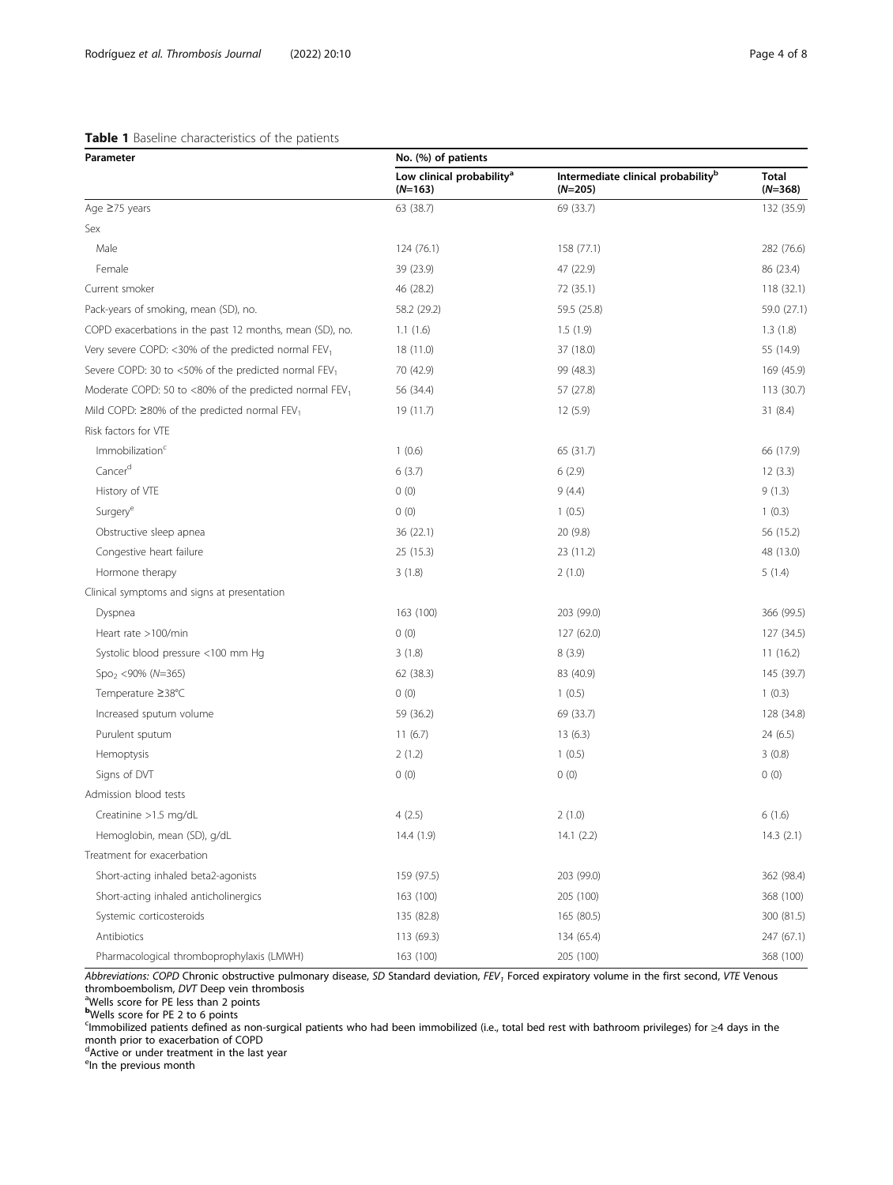**Table 1** Baseline characteristics of the patients

| Parameter | No. (%) of patients | | |
|---|---|---|---|
| | Low clinical probability[a] (N=163) | Intermediate clinical probability[b] (N=205) | Total (N=368) |
| Age ≥75 years | 63 (38.7) | 69 (33.7) | 132 (35.9) |
| Sex | | | |
| Male | 124 (76.1) | 158 (77.1) | 282 (76.6) |
| Female | 39 (23.9) | 47 (22.9) | 86 (23.4) |
| Current smoker | 46 (28.2) | 72 (35.1) | 118 (32.1) |
| Pack-years of smoking, mean (SD), no. | 58.2 (29.2) | 59.5 (25.8) | 59.0 (27.1) |
| COPD exacerbations in the past 12 months, mean (SD), no. | 1.1 (1.6) | 1.5 (1.9) | 1.3 (1.8) |
| Very severe COPD: <30% of the predicted normal $FEV_1$ | 18 (11.0) | 37 (18.0) | 55 (14.9) |
| Severe COPD: 30 to <50% of the predicted normal $FEV_1$ | 70 (42.9) | 99 (48.3) | 169 (45.9) |
| Moderate COPD: 50 to <80% of the predicted normal $FEV_1$ | 56 (34.4) | 57 (27.8) | 113 (30.7) |
| Mild COPD: ≥80% of the predicted normal $FEV_1$ | 19 (11.7) | 12 (5.9) | 31 (8.4) |
| Risk factors for VTE | | | |
| Immobilization[c] | 1 (0.6) | 65 (31.7) | 66 (17.9) |
| Cancer[d] | 6 (3.7) | 6 (2.9) | 12 (3.3) |
| History of VTE | 0 (0) | 9 (4.4) | 9 (1.3) |
| Surgery[e] | 0 (0) | 1 (0.5) | 1 (0.3) |
| Obstructive sleep apnea | 36 (22.1) | 20 (9.8) | 56 (15.2) |
| Congestive heart failure | 25 (15.3) | 23 (11.2) | 48 (13.0) |
| Hormone therapy | 3 (1.8) | 2 (1.0) | 5 (1.4) |
| Clinical symptoms and signs at presentation | | | |
| Dyspnea | 163 (100) | 203 (99.0) | 366 (99.5) |
| Heart rate >100/min | 0 (0) | 127 (62.0) | 127 (34.5) |
| Systolic blood pressure <100 mm Hg | 3 (1.8) | 8 (3.9) | 11 (16.2) |
| $Spo_2$ <90% (N=365) | 62 (38.3) | 83 (40.9) | 145 (39.7) |
| Temperature ≥38°C | 0 (0) | 1 (0.5) | 1 (0.3) |
| Increased sputum volume | 59 (36.2) | 69 (33.7) | 128 (34.8) |
| Purulent sputum | 11 (6.7) | 13 (6.3) | 24 (6.5) |
| Hemoptysis | 2 (1.2) | 1 (0.5) | 3 (0.8) |
| Signs of DVT | 0 (0) | 0 (0) | 0 (0) |
| Admission blood tests | | | |
| Creatinine >1.5 mg/dL | 4 (2.5) | 2 (1.0) | 6 (1.6) |
| Hemoglobin, mean (SD), g/dL | 14.4 (1.9) | 14.1 (2.2) | 14.3 (2.1) |
| Treatment for exacerbation | | | |
| Short-acting inhaled beta2-agonists | 159 (97.5) | 203 (99.0) | 362 (98.4) |
| Short-acting inhaled anticholinergics | 163 (100) | 205 (100) | 368 (100) |
| Systemic corticosteroids | 135 (82.8) | 165 (80.5) | 300 (81.5) |
| Antibiotics | 113 (69.3) | 134 (65.4) | 247 (67.1) |
| Pharmacological thromboprophylaxis (LMWH) | 163 (100) | 205 (100) | 368 (100) |

*Abbreviations: COPD* Chronic obstructive pulmonary disease, *SD* Standard deviation, $FEV_1$ Forced expiratory volume in the first second, *VTE* Venous thromboembolism, *DVT* Deep vein thrombosis

[a]Wells score for PE less than 2 points

[b]Wells score for PE 2 to 6 points

[c]Immobilized patients defined as non-surgical patients who had been immobilized (i.e., total bed rest with bathroom privileges) for ≥4 days in the month prior to exacerbation of COPD

[d]Active or under treatment in the last year

[e]In the previous month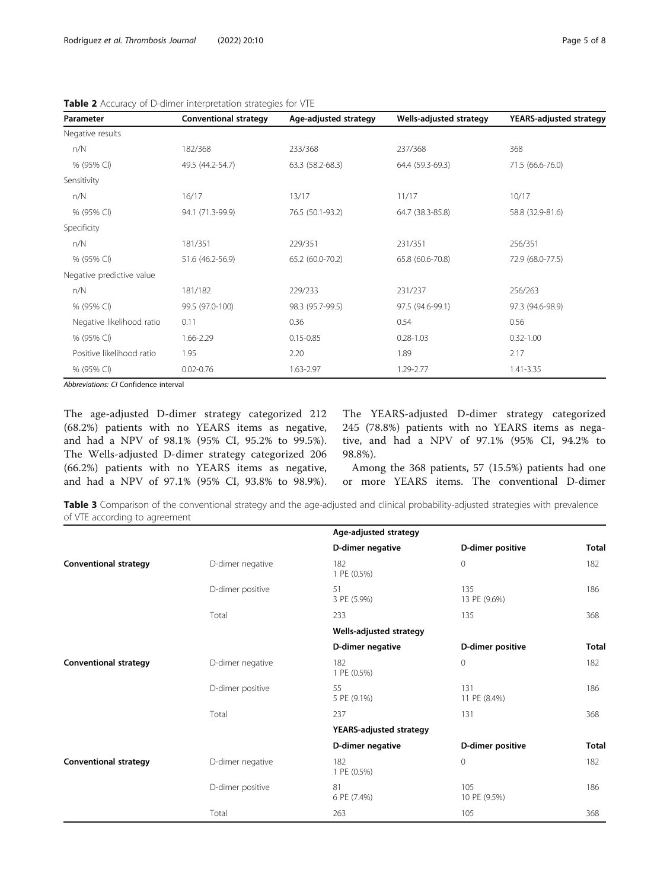**Table 2** Accuracy of D-dimer interpretation strategies for VTE

| Parameter | Conventional strategy | Age-adjusted strategy | Wells-adjusted strategy | YEARS-adjusted strategy |
|---|---|---|---|---|
| Negative results | | | | |
| n/N | 182/368 | 233/368 | 237/368 | 368 |
| % (95% CI) | 49.5 (44.2-54.7) | 63.3 (58.2-68.3) | 64.4 (59.3-69.3) | 71.5 (66.6-76.0) |
| Sensitivity | | | | |
| n/N | 16/17 | 13/17 | 11/17 | 10/17 |
| % (95% CI) | 94.1 (71.3-99.9) | 76.5 (50.1-93.2) | 64.7 (38.3-85.8) | 58.8 (32.9-81.6) |
| Specificity | | | | |
| n/N | 181/351 | 229/351 | 231/351 | 256/351 |
| % (95% CI) | 51.6 (46.2-56.9) | 65.2 (60.0-70.2) | 65.8 (60.6-70.8) | 72.9 (68.0-77.5) |
| Negative predictive value | | | | |
| n/N | 181/182 | 229/233 | 231/237 | 256/263 |
| % (95% CI) | 99.5 (97.0-100) | 98.3 (95.7-99.5) | 97.5 (94.6-99.1) | 97.3 (94.6-98.9) |
| Negative likelihood ratio | 0.11 | 0.36 | 0.54 | 0.56 |
| % (95% CI) | 1.66-2.29 | 0.15-0.85 | 0.28-1.03 | 0.32-1.00 |
| Positive likelihood ratio | 1.95 | 2.20 | 1.89 | 2.17 |
| % (95% CI) | 0.02-0.76 | 1.63-2.97 | 1.29-2.77 | 1.41-3.35 |

*Abbreviations: CI* Confidence interval

The age-adjusted D-dimer strategy categorized 212 (68.2%) patients with no YEARS items as negative, and had a NPV of 98.1% (95% CI, 95.2% to 99.5%). The Wells-adjusted D-dimer strategy categorized 206 (66.2%) patients with no YEARS items as negative, and had a NPV of 97.1% (95% CI, 93.8% to 98.9%). The YEARS-adjusted D-dimer strategy categorized 245 (78.8%) patients with no YEARS items as negative, and had a NPV of 97.1% (95% CI, 94.2% to 98.8%).

Among the 368 patients, 57 (15.5%) patients had one or more YEARS items. The conventional D-dimer

**Table 3** Comparison of the conventional strategy and the age-adjusted and clinical probability-adjusted strategies with prevalence of VTE according to agreement

| | | Age-adjusted strategy | | |
|---|---|---|---|---|
| | | D-dimer negative | D-dimer positive | Total |
| **Conventional strategy** | D-dimer negative | 182<br>1 PE (0.5%) | 0 | 182 |
| | D-dimer positive | 51<br>3 PE (5.9%) | 135<br>13 PE (9.6%) | 186 |
| | Total | 233 | 135 | 368 |
| | | **Wells-adjusted strategy** | | |
| | | **D-dimer negative** | **D-dimer positive** | **Total** |
| **Conventional strategy** | D-dimer negative | 182<br>1 PE (0.5%) | 0 | 182 |
| | D-dimer positive | 55<br>5 PE (9.1%) | 131<br>11 PE (8.4%) | 186 |
| | Total | 237 | 131 | 368 |
| | | **YEARS-adjusted strategy** | | |
| | | **D-dimer negative** | **D-dimer positive** | **Total** |
| **Conventional strategy** | D-dimer negative | 182<br>1 PE (0.5%) | 0 | 182 |
| | D-dimer positive | 81<br>6 PE (7.4%) | 105<br>10 PE (9.5%) | 186 |
| | Total | 263 | 105 | 368 |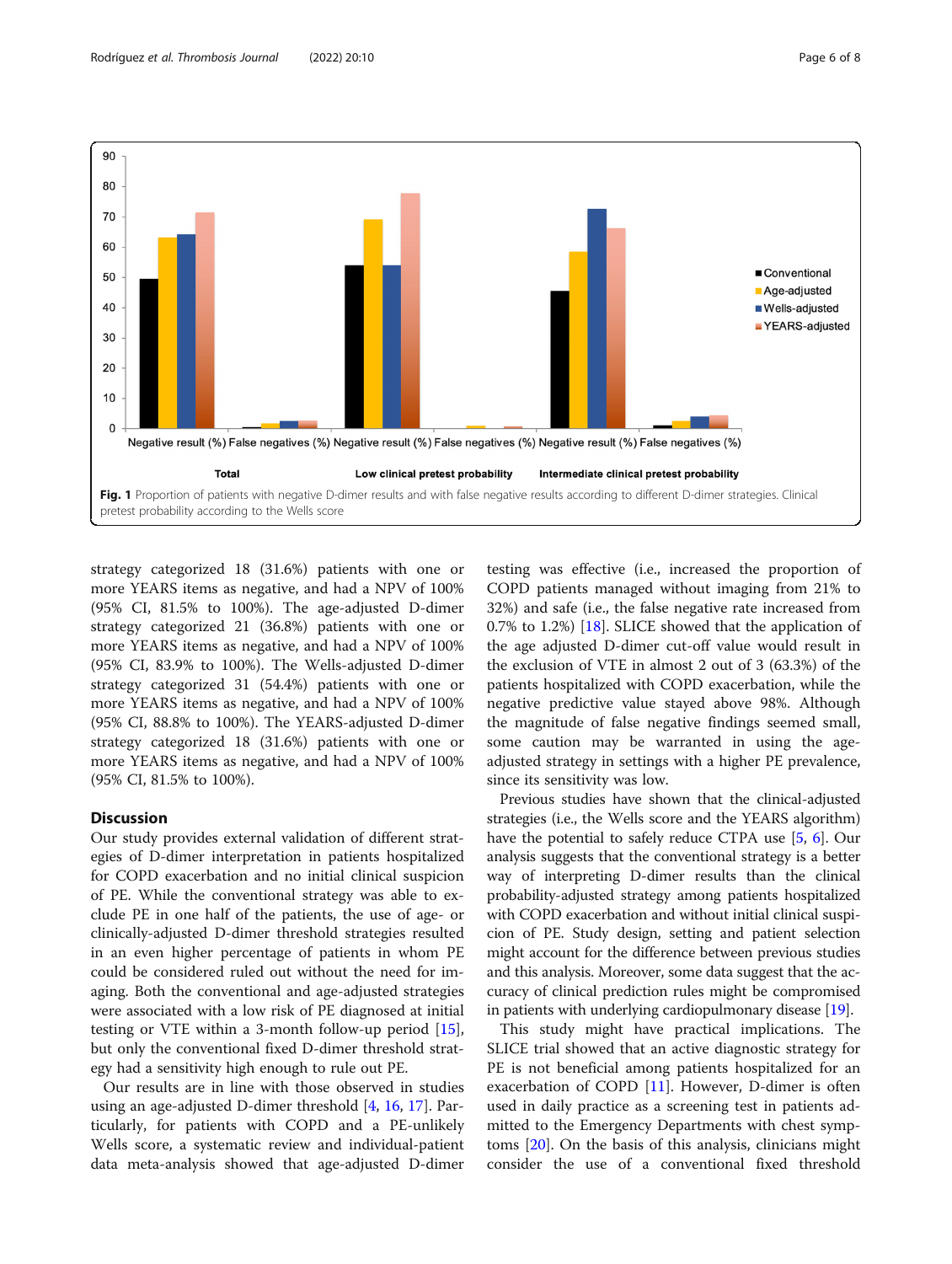Fig. 1 Proportion of patients with negative D-dimer results and with false negative results according to different D-dimer strategies. Clinical pretest probability according to the Wells score

strategy categorized 18 (31.6%) patients with one or more YEARS items as negative, and had a NPV of 100% (95% CI, 81.5% to 100%). The age-adjusted D-dimer strategy categorized 21 (36.8%) patients with one or more YEARS items as negative, and had a NPV of 100% (95% CI, 83.9% to 100%). The Wells-adjusted D-dimer strategy categorized 31 (54.4%) patients with one or more YEARS items as negative, and had a NPV of 100% (95% CI, 88.8% to 100%). The YEARS-adjusted D-dimer strategy categorized 18 (31.6%) patients with one or more YEARS items as negative, and had a NPV of 100% (95% CI, 81.5% to 100%).

## Discussion

Our study provides external validation of different strategies of D-dimer interpretation in patients hospitalized for COPD exacerbation and no initial clinical suspicion of PE. While the conventional strategy was able to exclude PE in one half of the patients, the use of age- or clinically-adjusted D-dimer threshold strategies resulted in an even higher percentage of patients in whom PE could be considered ruled out without the need for imaging. Both the conventional and age-adjusted strategies were associated with a low risk of PE diagnosed at initial testing or VTE within a 3-month follow-up period [15], but only the conventional fixed D-dimer threshold strategy had a sensitivity high enough to rule out PE.

Our results are in line with those observed in studies using an age-adjusted D-dimer threshold [4, 16, 17]. Particularly, for patients with COPD and a PE-unlikely Wells score, a systematic review and individual-patient data meta-analysis showed that age-adjusted D-dimer testing was effective (i.e., increased the proportion of COPD patients managed without imaging from 21% to 32%) and safe (i.e., the false negative rate increased from 0.7% to 1.2%) [18]. SLICE showed that the application of the age adjusted D-dimer cut-off value would result in the exclusion of VTE in almost 2 out of 3 (63.3%) of the patients hospitalized with COPD exacerbation, while the negative predictive value stayed above 98%. Although the magnitude of false negative findings seemed small, some caution may be warranted in using the age-adjusted strategy in settings with a higher PE prevalence, since its sensitivity was low.

Previous studies have shown that the clinical-adjusted strategies (i.e., the Wells score and the YEARS algorithm) have the potential to safely reduce CTPA use [5, 6]. Our analysis suggests that the conventional strategy is a better way of interpreting D-dimer results than the clinical probability-adjusted strategy among patients hospitalized with COPD exacerbation and without initial clinical suspicion of PE. Study design, setting and patient selection might account for the difference between previous studies and this analysis. Moreover, some data suggest that the accuracy of clinical prediction rules might be compromised in patients with underlying cardiopulmonary disease [19].

This study might have practical implications. The SLICE trial showed that an active diagnostic strategy for PE is not beneficial among patients hospitalized for an exacerbation of COPD [11]. However, D-dimer is often used in daily practice as a screening test in patients admitted to the Emergency Departments with chest symptoms [20]. On the basis of this analysis, clinicians might consider the use of a conventional fixed threshold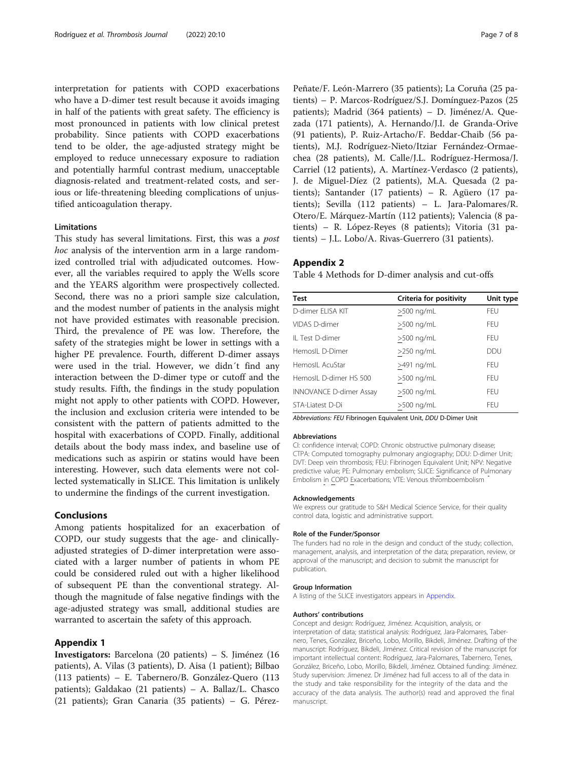interpretation for patients with COPD exacerbations who have a D-dimer test result because it avoids imaging in half of the patients with great safety. The efficiency is most pronounced in patients with low clinical pretest probability. Since patients with COPD exacerbations tend to be older, the age-adjusted strategy might be employed to reduce unnecessary exposure to radiation and potentially harmful contrast medium, unacceptable diagnosis-related and treatment-related costs, and serious or life-threatening bleeding complications of unjustified anticoagulation therapy.

### Limitations

This study has several limitations. First, this was a *post hoc* analysis of the intervention arm in a large randomized controlled trial with adjudicated outcomes. However, all the variables required to apply the Wells score and the YEARS algorithm were prospectively collected. Second, there was no a priori sample size calculation, and the modest number of patients in the analysis might not have provided estimates with reasonable precision. Third, the prevalence of PE was low. Therefore, the safety of the strategies might be lower in settings with a higher PE prevalence. Fourth, different D-dimer assays were used in the trial. However, we didn´t find any interaction between the D-dimer type or cutoff and the study results. Fifth, the findings in the study population might not apply to other patients with COPD. However, the inclusion and exclusion criteria were intended to be consistent with the pattern of patients admitted to the hospital with exacerbations of COPD. Finally, additional details about the body mass index, and baseline use of medications such as aspirin or statins would have been interesting. However, such data elements were not collected systematically in SLICE. This limitation is unlikely to undermine the findings of the current investigation.

## Conclusions

Among patients hospitalized for an exacerbation of COPD, our study suggests that the age- and clinically-adjusted strategies of D-dimer interpretation were associated with a larger number of patients in whom PE could be considered ruled out with a higher likelihood of subsequent PE than the conventional strategy. Although the magnitude of false negative findings with the age-adjusted strategy was small, additional studies are warranted to ascertain the safety of this approach.

## Appendix 1

**Investigators:** Barcelona (20 patients) – S. Jiménez (16 patients), A. Vilas (3 patients), D. Aisa (1 patient); Bilbao (113 patients) – E. Tabernero/B. González-Quero (113 patients); Galdakao (21 patients) – A. Ballaz/L. Chasco (21 patients); Gran Canaria (35 patients) – G. Pérez-Peñate/F. León-Marrero (35 patients); La Coruña (25 patients) – P. Marcos-Rodríguez/S.J. Domínguez-Pazos (25 patients); Madrid (364 patients) – D. Jiménez/A. Quezada (171 patients), A. Hernando/J.I. de Granda-Orive (91 patients), P. Ruiz-Artacho/F. Beddar-Chaib (56 patients), M.J. Rodríguez-Nieto/Itziar Fernández-Ormaechea (28 patients), M. Calle/J.L. Rodríguez-Hermosa/J. Carriel (12 patients), A. Martínez-Verdasco (2 patients), J. de Miguel-Díez (2 patients), M.A. Quesada (2 patients); Santander (17 patients) – R. Agüero (17 patients); Sevilla (112 patients) – L. Jara-Palomares/R. Otero/E. Márquez-Martín (112 patients); Valencia (8 patients) – R. López-Reyes (8 patients); Vitoria (31 patients) – J.L. Lobo/A. Rivas-Guerrero (31 patients).

## Appendix 2

Table 4 Methods for D-dimer analysis and cut-offs

| Test | Criteria for positivity | Unit type |
|---|---|---|
| D-dimer ELISA KIT | $\geq$500 ng/mL | FEU |
| VIDAS D-dimer | $\geq$500 ng/mL | FEU |
| IL Test D-dimer | $\geq$500 ng/mL | FEU |
| HemosIL D-Dimer | $\geq$250 ng/mL | DDU |
| HemosIL AcuStar | $\geq$491 ng/mL | FEU |
| HemosIL D-dimer HS 500 | $\geq$500 ng/mL | FEU |
| INNOVANCE D-dimer Assay | $\geq$500 ng/mL | FEU |
| STA-Liatest D-Di | $\geq$500 ng/mL | FEU |

*Abbreviations: FEU* Fibrinogen Equivalent Unit, *DDU* D-Dimer Unit

#### Abbreviations

CI: confidence interval; COPD: Chronic obstructive pulmonary disease; CTPA: Computed tomography pulmonary angiography; DDU: D-dimer Unit; DVT: Deep vein thrombosis; FEU: Fibrinogen Equivalent Unit; NPV: Negative predictive value; PE: Pulmonary embolism; SLICE: Significance of Pulmonary Embolism in COPD Exacerbations; VTE: Venous thromboembolism

#### Acknowledgements

We express our gratitude to S&H Medical Science Service, for their quality control data, logistic and administrative support.

#### Role of the Funder/Sponsor

The funders had no role in the design and conduct of the study; collection, management, analysis, and interpretation of the data; preparation, review, or approval of the manuscript; and decision to submit the manuscript for publication.

#### Group Information

A listing of the SLICE investigators appears in Appendix.

#### Authors' contributions

Concept and design: Rodríguez, Jiménez. Acquisition, analysis, or interpretation of data; statistical analysis: Rodríguez, Jara-Palomares, Tabernero, Tenes, González, Briceño, Lobo, Morillo, Bikdeli, Jiménez. Drafting of the manuscript: Rodríguez, Bikdeli, Jiménez. Critical revision of the manuscript for important intellectual content: Rodríguez, Jara-Palomares, Tabernero, Tenes, González, Briceño, Lobo, Morillo, Bikdeli, Jiménez. Obtained funding: Jiménez. Study supervision: Jimenez. Dr Jiménez had full access to all of the data in the study and take responsibility for the integrity of the data and the accuracy of the data analysis. The author(s) read and approved the final manuscript.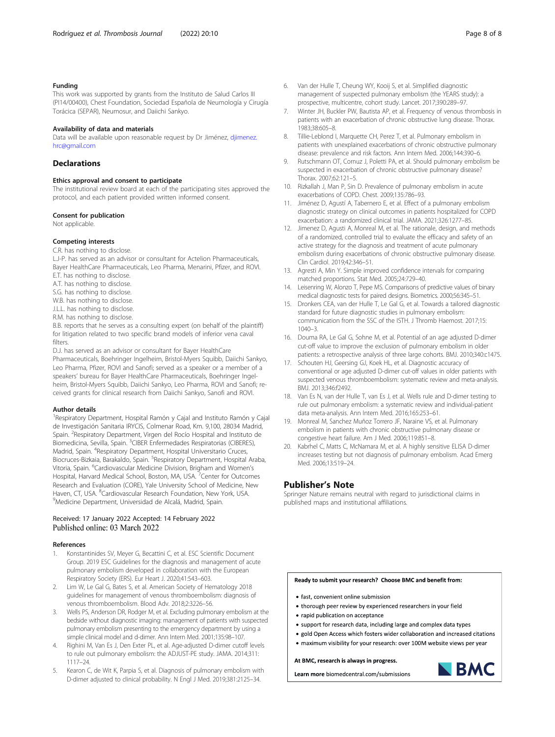### Funding

This work was supported by grants from the Instituto de Salud Carlos III (PI14/00400), Chest Foundation, Sociedad Española de Neumología y Cirugía Torácica (SEPAR), Neumosur, and Daiichi Sankyo.

### Availability of data and materials

Data will be available upon reasonable request by Dr Jiménez, djimenez.hrc@gmail.com

## Declarations

### Ethics approval and consent to participate

The institutional review board at each of the participating sites approved the protocol, and each patient provided written informed consent.

### Consent for publication

Not applicable.

### Competing interests

C.R. has nothing to disclose.

L.J-P. has served as an advisor or consultant for Actelion Pharmaceuticals, Bayer HealthCare Pharmaceuticals, Leo Pharma, Menarini, Pfizer, and ROVI.

E.T. has nothing to disclose.

A.T. has nothing to disclose.

S.G. has nothing to disclose.

W.B. has nothing to disclose.

J.L.L. has nothing to disclose.

R.M. has nothing to disclose.

B.B. reports that he serves as a consulting expert (on behalf of the plaintiff) for litigation related to two specific brand models of inferior vena caval filters.

D.J. has served as an advisor or consultant for Bayer HealthCare Pharmaceuticals, Boehringer Ingelheim, Bristol-Myers Squibb, Daiichi Sankyo, Leo Pharma, Pfizer, ROVI and Sanofi; served as a speaker or a member of a speakers' bureau for Bayer HealthCare Pharmaceuticals, Boehringer Ingelheim, Bristol-Myers Squibb, Daiichi Sankyo, Leo Pharma, ROVI and Sanofi; received grants for clinical research from Daiichi Sankyo, Sanofi and ROVI.

### Author details

[1]Respiratory Department, Hospital Ramón y Cajal and Instituto Ramón y Cajal de Investigación Sanitaria IRYCIS, Colmenar Road, Km. 9,100, 28034 Madrid, Spain. [2]Respiratory Department, Virgen del Rocío Hospital and Instituto de Biomedicina, Sevilla, Spain. [3]CIBER Enfermedades Respiratorias (CIBERES), Madrid, Spain. [4]Respiratory Department, Hospital Universitario Cruces, Biocruces-Bizkaia, Barakaldo, Spain. [5]Respiratory Department, Hospital Araba, Vitoria, Spain. [6]Cardiovascular Medicine Division, Brigham and Women's Hospital, Harvard Medical School, Boston, MA, USA. [7]Center for Outcomes Research and Evaluation (CORE), Yale University School of Medicine, New Haven, CT, USA. [8]Cardiovascular Research Foundation, New York, USA. [9]Medicine Department, Universidad de Alcalá, Madrid, Spain.

Received: 17 January 2022 Accepted: 14 February 2022
Published online: 03 March 2022

### References

1. Konstantinides SV, Meyer G, Becattini C, et al. ESC Scientific Document Group. 2019 ESC Guidelines for the diagnosis and management of acute pulmonary embolism developed in collaboration with the European Respiratory Society (ERS). Eur Heart J. 2020;41:543–603.
2. Lim W, Le Gal G, Bates S, et al. American Society of Hematology 2018 guidelines for management of venous thromboembolism: diagnosis of venous thromboembolism. Blood Adv. 2018;2:3226–56.
3. Wells PS, Anderson DR, Rodger M, et al. Excluding pulmonary embolism at the bedside without diagnostic imaging: management of patients with suspected pulmonary embolism presenting to the emergency department by using a simple clinical model and d-dimer. Ann Intern Med. 2001;135:98–107.
4. Righini M, Van Es J, Den Exter PL, et al. Age-adjusted D-dimer cutoff levels to rule out pulmonary embolism: the ADJUST-PE study. JAMA. 2014;311:1117–24.
5. Kearon C, de Wit K, Parpia S, et al. Diagnosis of pulmonary embolism with D-dimer adjusted to clinical probability. N Engl J Med. 2019;381:2125–34.
6. Van der Hulle T, Cheung WY, Kooij S, et al. Simplified diagnostic management of suspected pulmonary embolism (the YEARS study): a prospective, multicentre, cohort study. Lancet. 2017;390:289–97.
7. Winter JH, Buckler PW, Bautista AP, et al. Frequency of venous thrombosis in patients with an exacerbation of chronic obstructive lung disease. Thorax. 1983;38:605–8.
8. Tillie-Leblond I, Marquette CH, Perez T, et al. Pulmonary embolism in patients with unexplained exacerbations of chronic obstructive pulmonary disease: prevalence and risk factors. Ann Intern Med. 2006;144:390–6.
9. Rutschmann OT, Cornuz J, Poletti PA, et al. Should pulmonary embolism be suspected in exacerbation of chronic obstructive pulmonary disease? Thorax. 2007;62:121–5.
10. Rizkallah J, Man P, Sin D. Prevalence of pulmonary embolism in acute exacerbations of COPD. Chest. 2009;135:786–93.
11. Jiménez D, Agustí A, Tabernero E, et al. Effect of a pulmonary embolism diagnostic strategy on clinical outcomes in patients hospitalized for COPD exacerbation: a randomized clinical trial. JAMA. 2021;326:1277–85.
12. Jimenez D, Agusti A, Monreal M, et al. The rationale, design, and methods of a randomized, controlled trial to evaluate the efficacy and safety of an active strategy for the diagnosis and treatment of acute pulmonary embolism during exacerbations of chronic obstructive pulmonary disease. Clin Cardiol. 2019;42:346–51.
13. Agresti A, Min Y. Simple improved confidence intervals for comparing matched proportions. Stat Med. 2005;24:729–40.
14. Leisenring W, Alonzo T, Pepe MS. Comparisons of predictive values of binary medical diagnostic tests for paired designs. Biometrics. 2000;56:345–51.
15. Dronkers CEA, van der Hulle T, Le Gal G, et al. Towards a tailored diagnostic standard for future diagnostic studies in pulmonary embolism: communication from the SSC of the ISTH. J Thromb Haemost. 2017;15:1040–3.
16. Douma RA, Le Gal G, Sohne M, et al. Potential of an age adjusted D-dimer cut-off value to improve the exclusion of pulmonary embolism in older patients: a retrospective analysis of three large cohorts. BMJ. 2010;340:c1475.
17. Schouten HJ, Geersing GJ, Koek HL, et al. Diagnostic accuracy of conventional or age adjusted D-dimer cut-off values in older patients with suspected venous thromboembolism: systematic review and meta-analysis. BMJ. 2013;346:f2492.
18. Van Es N, van der Hulle T, van Es J, et al. Wells rule and D-dimer testing to rule out pulmonary embolism: a systematic review and individual-patient data meta-analysis. Ann Intern Med. 2016;165:253–61.
19. Monreal M, Sanchez Muñoz Torrero JF, Naraine VS, et al. Pulmonary embolism in patients with chronic obstructive pulmonary disease or congestive heart failure. Am J Med. 2006;119:851–8.
20. Kabrhel C, Matts C, McNamara M, et al. A highly sensitive ELISA D-dimer increases testing but not diagnosis of pulmonary embolism. Acad Emerg Med. 2006;13:519–24.

## Publisher's Note

Springer Nature remains neutral with regard to jurisdictional claims in published maps and institutional affiliations.

**Ready to submit your research? Choose BMC and benefit from:**

- fast, convenient online submission
- thorough peer review by experienced researchers in your field
- rapid publication on acceptance
- support for research data, including large and complex data types
- gold Open Access which fosters wider collaboration and increased citations
- maximum visibility for your research: over 100M website views per year

**At BMC, research is always in progress.**

**Learn more** biomedcentral.com/submissions

BMC